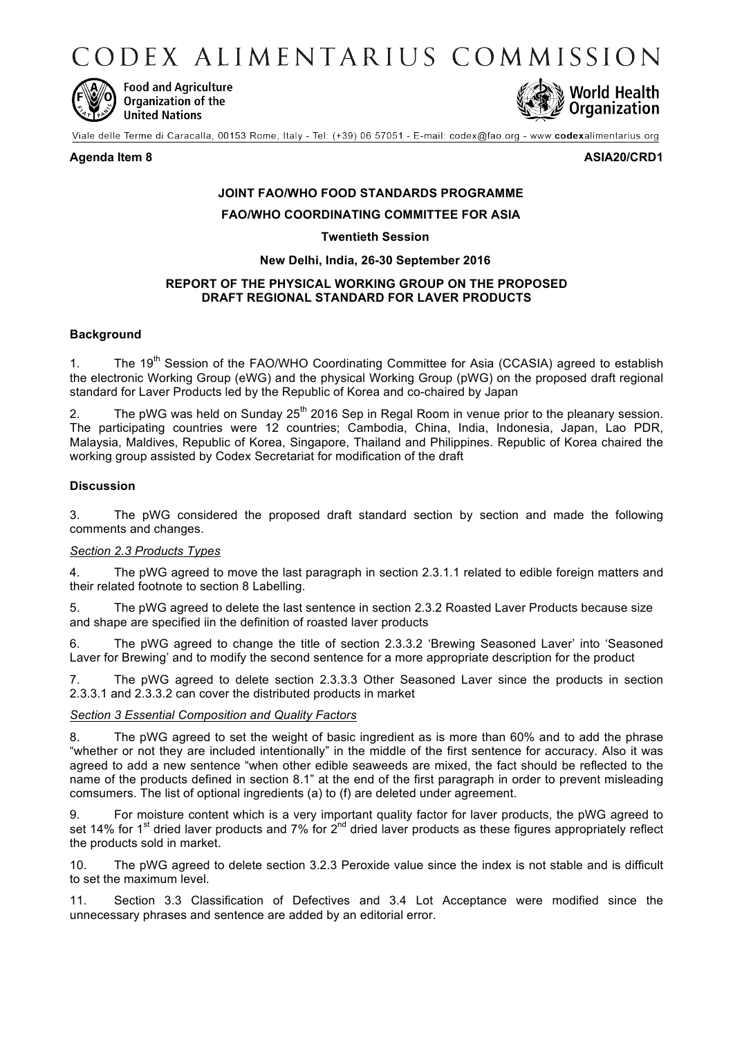# CODEX ALIMENTARIUS COMMISSION

Food and Agriculture Organization of the United Nations

World Health Organization

Viale delle Terme di Caracalla, 00153 Rome, Italy - Tel: (+39) 06 57051 - E-mail: codex@fao.org - www.codexalimentarius.org

**Agenda Item 8** **ASIA20/CRD1**

**JOINT FAO/WHO FOOD STANDARDS PROGRAMME**

**FAO/WHO COORDINATING COMMITTEE FOR ASIA**

**Twentieth Session**

**New Delhi, India, 26-30 September 2016**

**REPORT OF THE PHYSICAL WORKING GROUP ON THE PROPOSED DRAFT REGIONAL STANDARD FOR LAVER PRODUCTS**

## Background

1. The 19th Session of the FAO/WHO Coordinating Committee for Asia (CCASIA) agreed to establish the electronic Working Group (eWG) and the physical Working Group (pWG) on the proposed draft regional standard for Laver Products led by the Republic of Korea and co-chaired by Japan

2. The pWG was held on Sunday 25th 2016 Sep in Regal Room in venue prior to the pleanary session. The participating countries were 12 countries; Cambodia, China, India, Indonesia, Japan, Lao PDR, Malaysia, Maldives, Republic of Korea, Singapore, Thailand and Philippines. Republic of Korea chaired the working group assisted by Codex Secretariat for modification of the draft

## Discussion

3. The pWG considered the proposed draft standard section by section and made the following comments and changes.

*Section 2.3 Products Types*

4. The pWG agreed to move the last paragraph in section 2.3.1.1 related to edible foreign matters and their related footnote to section 8 Labelling.

5. The pWG agreed to delete the last sentence in section 2.3.2 Roasted Laver Products because size and shape are specified iin the definition of roasted laver products

6. The pWG agreed to change the title of section 2.3.3.2 'Brewing Seasoned Laver' into 'Seasoned Laver for Brewing' and to modify the second sentence for a more appropriate description for the product

7. The pWG agreed to delete section 2.3.3.3 Other Seasoned Laver since the products in section 2.3.3.1 and 2.3.3.2 can cover the distributed products in market

*Section 3 Essential Composition and Quality Factors*

8. The pWG agreed to set the weight of basic ingredient as is more than 60% and to add the phrase "whether or not they are included intentionally" in the middle of the first sentence for accuracy. Also it was agreed to add a new sentence "when other edible seaweeds are mixed, the fact should be reflected to the name of the products defined in section 8.1" at the end of the first paragraph in order to prevent misleading comsumers. The list of optional ingredients (a) to (f) are deleted under agreement.

9. For moisture content which is a very important quality factor for laver products, the pWG agreed to set 14% for 1st dried laver products and 7% for 2nd dried laver products as these figures appropriately reflect the products sold in market.

10. The pWG agreed to delete section 3.2.3 Peroxide value since the index is not stable and is difficult to set the maximum level.

11. Section 3.3 Classification of Defectives and 3.4 Lot Acceptance were modified since the unnecessary phrases and sentence are added by an editorial error.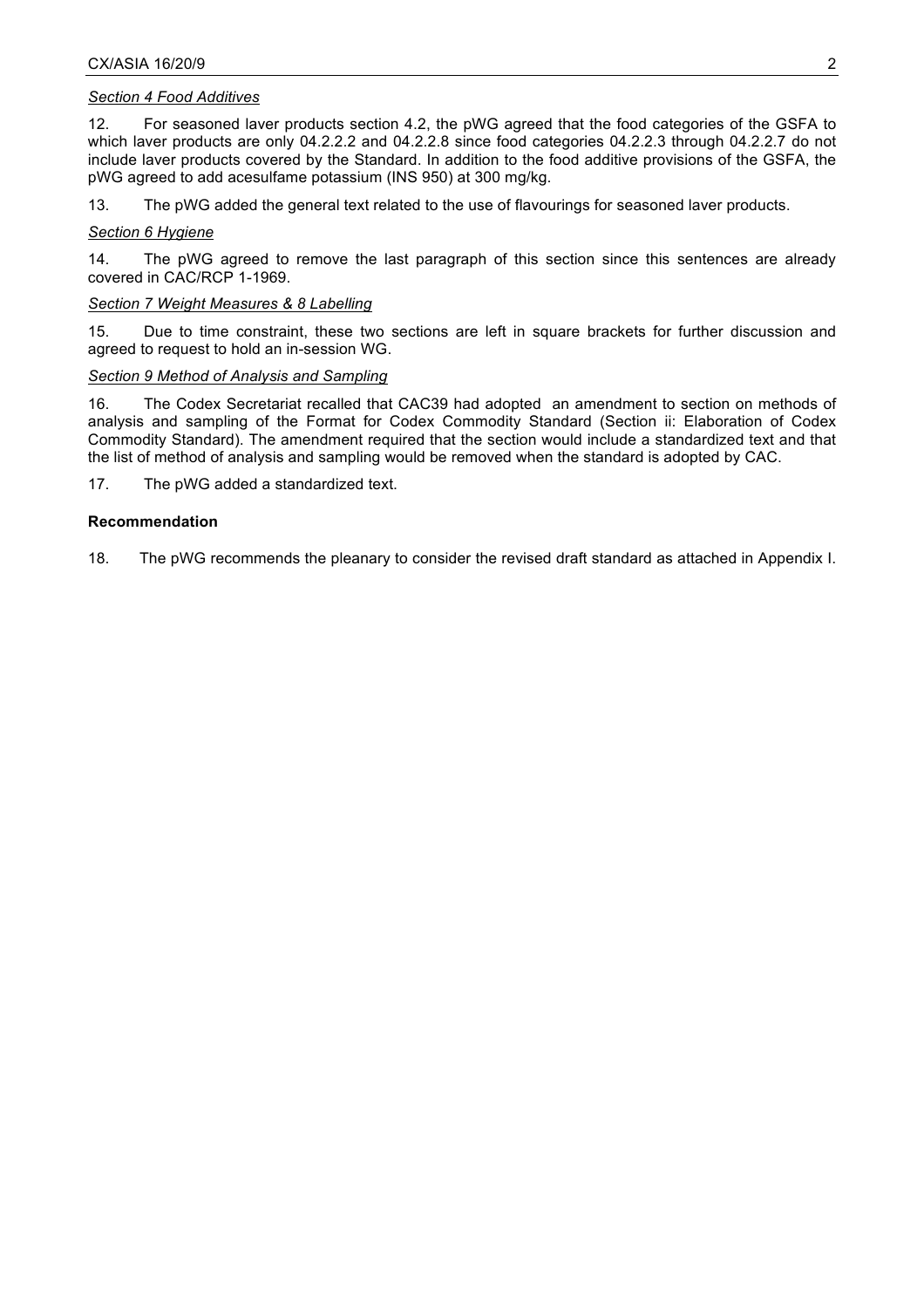*Section 4 Food Additives*

12. For seasoned laver products section 4.2, the pWG agreed that the food categories of the GSFA to which laver products are only 04.2.2.2 and 04.2.2.8 since food categories 04.2.2.3 through 04.2.2.7 do not include laver products covered by the Standard. In addition to the food additive provisions of the GSFA, the pWG agreed to add acesulfame potassium (INS 950) at 300 mg/kg.

13. The pWG added the general text related to the use of flavourings for seasoned laver products.

*Section 6 Hygiene*

14. The pWG agreed to remove the last paragraph of this section since this sentences are already covered in CAC/RCP 1-1969.

*Section 7 Weight Measures & 8 Labelling*

15. Due to time constraint, these two sections are left in square brackets for further discussion and agreed to request to hold an in-session WG.

*Section 9 Method of Analysis and Sampling*

16. The Codex Secretariat recalled that CAC39 had adopted an amendment to section on methods of analysis and sampling of the Format for Codex Commodity Standard (Section ii: Elaboration of Codex Commodity Standard). The amendment required that the section would include a standardized text and that the list of method of analysis and sampling would be removed when the standard is adopted by CAC.

17. The pWG added a standardized text.

**Recommendation**

18. The pWG recommends the pleanary to consider the revised draft standard as attached in Appendix I.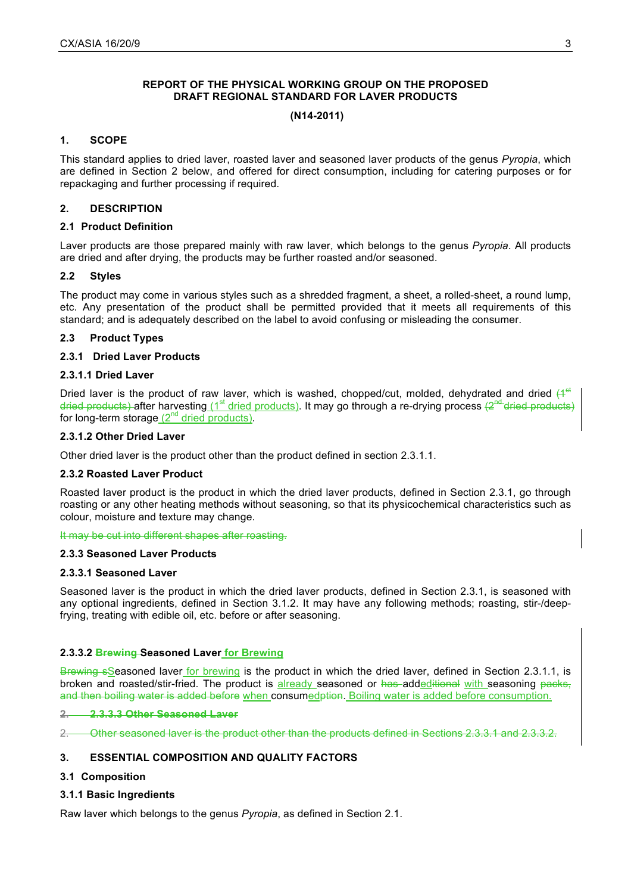**REPORT OF THE PHYSICAL WORKING GROUP ON THE PROPOSED DRAFT REGIONAL STANDARD FOR LAVER PRODUCTS**

**(N14-2011)**

## 1. SCOPE

This standard applies to dried laver, roasted laver and seasoned laver products of the genus *Pyropia*, which are defined in Section 2 below, and offered for direct consumption, including for catering purposes or for repackaging and further processing if required.

## 2. DESCRIPTION

### 2.1 Product Definition

Laver products are those prepared mainly with raw laver, which belongs to the genus *Pyropia*. All products are dried and after drying, the products may be further roasted and/or seasoned.

### 2.2 Styles

The product may come in various styles such as a shredded fragment, a sheet, a rolled-sheet, a round lump, etc. Any presentation of the product shall be permitted provided that it meets all requirements of this standard; and is adequately described on the label to avoid confusing or misleading the consumer.

### 2.3 Product Types

#### 2.3.1 Dried Laver Products

#### 2.3.1.1 Dried Laver

Dried laver is the product of raw laver, which is washed, chopped/cut, molded, dehydrated and dried ~~(1st dried products)~~ after harvesting (1st dried products). It may go through a re-drying process ~~(2nd dried products)~~ for long-term storage (2nd dried products).

#### 2.3.1.2 Other Dried Laver

Other dried laver is the product other than the product defined in section 2.3.1.1.

#### 2.3.2 Roasted Laver Product

Roasted laver product is the product in which the dried laver products, defined in Section 2.3.1, go through roasting or any other heating methods without seasoning, so that its physicochemical characteristics such as colour, moisture and texture may change.

~~It may be cut into different shapes after roasting.~~

#### 2.3.3 Seasoned Laver Products

#### 2.3.3.1 Seasoned Laver

Seasoned laver is the product in which the dried laver products, defined in Section 2.3.1, is seasoned with any optional ingredients, defined in Section 3.1.2. It may have any following methods; roasting, stir-/deep-frying, treating with edible oil, etc. before or after seasoning.

#### 2.3.3.2 ~~Brewing~~ Seasoned Laver for Brewing

~~Brewing s~~Seasoned laver for brewing is the product in which the dried laver, defined in Section 2.3.1.1, is broken and roasted/stir-fried. The product is already seasoned or ~~has~~ addeditional with seasoning ~~packs, and then boiling water is added before~~ when consumedption. Boiling water is added before consumption.

~~2. 2.3.3.3 Other Seasoned Laver~~

~~2. Other seasoned laver is the product other than the products defined in Sections 2.3.3.1 and 2.3.3.2.~~

## 3. ESSENTIAL COMPOSITION AND QUALITY FACTORS

### 3.1 Composition

#### 3.1.1 Basic Ingredients

Raw laver which belongs to the genus *Pyropia*, as defined in Section 2.1.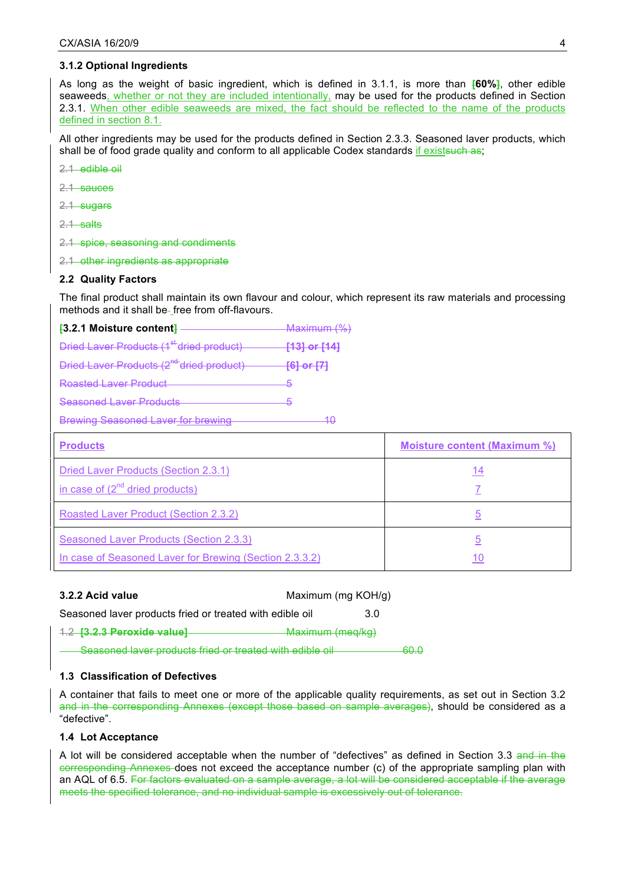### 3.1.2 Optional Ingredients

As long as the weight of basic ingredient, which is defined in 3.1.1, is more than [60%], other edible seaweeds, whether or not they are included intentionally, may be used for the products defined in Section 2.3.1. When other edible seaweeds are mixed, the fact should be reflected to the name of the products defined in section 8.1.

All other ingredients may be used for the products defined in Section 2.3.3. Seasoned laver products, which shall be of food grade quality and conform to all applicable Codex standards if existsuch as;

2.1 edible oil

2.1 sauces

2.1 sugars

2.1 salts

2.1 spice, seasoning and condiments

2.1 other ingredients as appropriate

### 2.2 Quality Factors

The final product shall maintain its own flavour and colour, which represent its raw materials and processing methods and it shall be free from off-flavours.

**[3.2.1 Moisture content]** Maximum (%)

Dried Laver Products (1st dried product) [13] or [14]

Dried Laver Products (2nd dried product) [6] or [7]

Roasted Laver Product 5

Seasoned Laver Products 5

Brewing Seasoned Laver for brewing 10

| Products | Moisture content (Maximum %) |
|---|---|
| Dried Laver Products (Section 2.3.1)<br>in case of (2nd dried products) | 14<br>7 |
| Roasted Laver Product (Section 2.3.2) | 5 |
| Seasoned Laver Products (Section 2.3.3)<br>In case of Seasoned Laver for Brewing (Section 2.3.3.2) | 5<br>10 |

**3.2.2 Acid value** Maximum (mg KOH/g)

Seasoned laver products fried or treated with edible oil 3.0

1.2 **[3.2.3 Peroxide value]** Maximum (meq/kg)

Seasoned laver products fried or treated with edible oil 60.0

### 1.3 Classification of Defectives

A container that fails to meet one or more of the applicable quality requirements, as set out in Section 3.2 and in the corresponding Annexes (except those based on sample averages), should be considered as a "defective".

### 1.4 Lot Acceptance

A lot will be considered acceptable when the number of "defectives" as defined in Section 3.3 and in the corresponding Annexes does not exceed the acceptance number (c) of the appropriate sampling plan with an AQL of 6.5. For factors evaluated on a sample average, a lot will be considered acceptable if the average meets the specified tolerance, and no individual sample is excessively out of tolerance.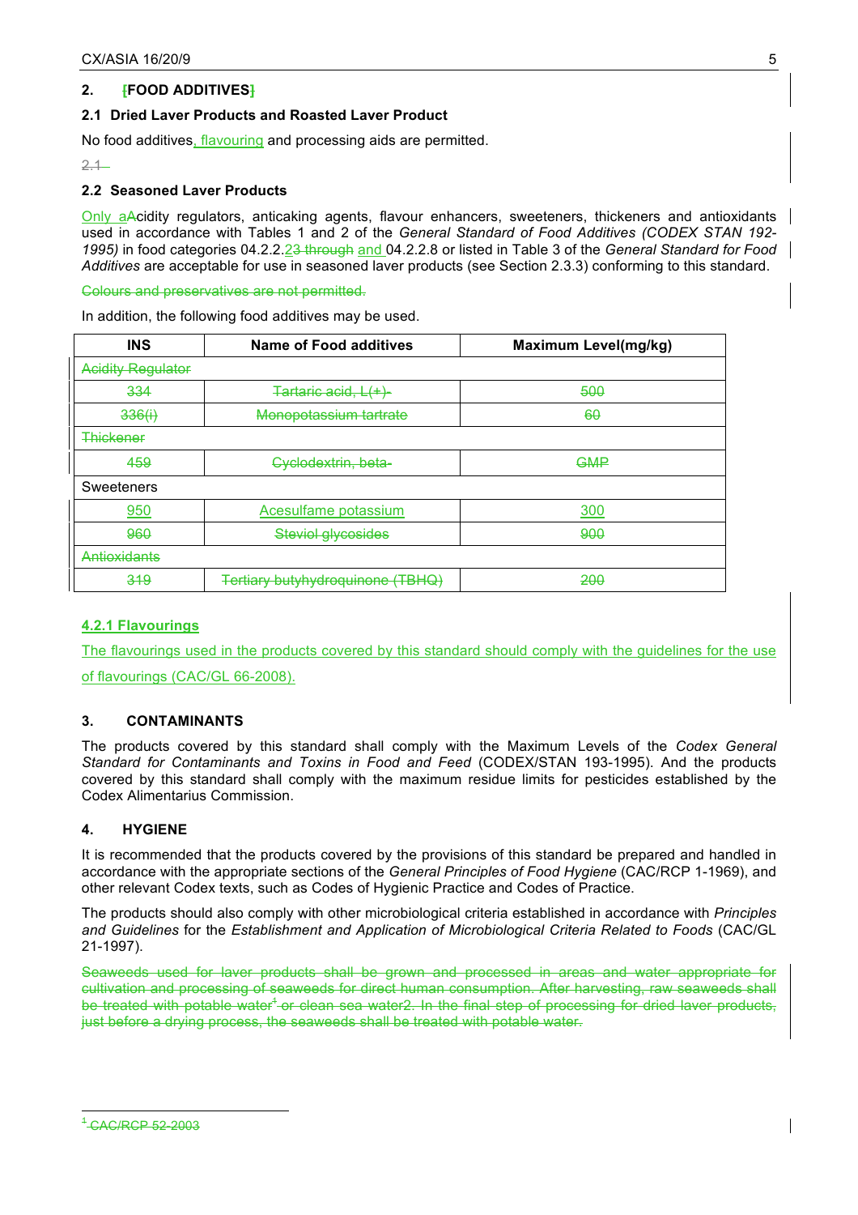## 2. [FOOD ADDITIVES]

### 2.1 Dried Laver Products and Roasted Laver Product

No food additives, flavouring and processing aids are permitted.

2.1

### 2.2 Seasoned Laver Products

Only aAcidity regulators, anticaking agents, flavour enhancers, sweeteners, thickeners and antioxidants used in accordance with Tables 1 and 2 of the *General Standard of Food Additives (CODEX STAN 192-1995)* in food categories 04.2.2.23 through and 04.2.2.8 or listed in Table 3 of the *General Standard for Food Additives* are acceptable for use in seasoned laver products (see Section 2.3.3) conforming to this standard.

Colours and preservatives are not permitted.

In addition, the following food additives may be used.

| INS | Name of Food additives | Maximum Level(mg/kg) |
|---|---|---|
| Acidity Regulator | | |
| 334 | Tartaric acid, L(+)- | 500 |
| 336(i) | Monopotassium tartrate | 60 |
| Thickener | | |
| 459 | Cyclodextrin, beta- | GMP |
| Sweeteners | | |
| 950 | Acesulfame potassium | 300 |
| 960 | Steviol glycosides | 900 |
| Antioxidants | | |
| 319 | Tertiary butyhydroquinone (TBHQ) | 200 |

**4.2.1 Flavourings**

The flavourings used in the products covered by this standard should comply with the guidelines for the use of flavourings (CAC/GL 66-2008).

## 3. CONTAMINANTS

The products covered by this standard shall comply with the Maximum Levels of the *Codex General Standard for Contaminants and Toxins in Food and Feed* (CODEX/STAN 193-1995). And the products covered by this standard shall comply with the maximum residue limits for pesticides established by the Codex Alimentarius Commission.

## 4. HYGIENE

It is recommended that the products covered by the provisions of this standard be prepared and handled in accordance with the appropriate sections of the *General Principles of Food Hygiene* (CAC/RCP 1-1969), and other relevant Codex texts, such as Codes of Hygienic Practice and Codes of Practice.

The products should also comply with other microbiological criteria established in accordance with *Principles and Guidelines* for the *Establishment and Application of Microbiological Criteria Related to Foods* (CAC/GL 21-1997).

Seaweeds used for laver products shall be grown and processed in areas and water appropriate for cultivation and processing of seaweeds for direct human consumption. After harvesting, raw seaweeds shall be treated with potable water[1] or clean sea water2. In the final step of processing for dried laver products, just before a drying process, the seaweeds shall be treated with potable water.

[1] CAC/RCP 52-2003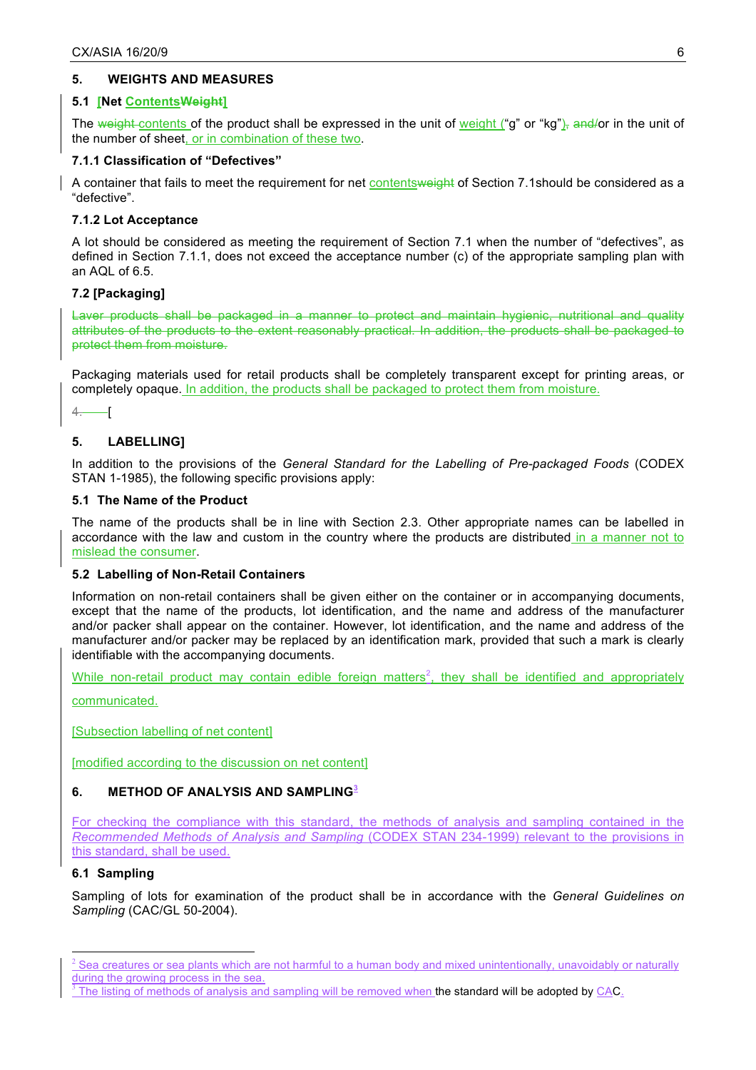## 5. WEIGHTS AND MEASURES

### 5.1 [Net ContentsWeight]

The weight contents of the product shall be expressed in the unit of weight ("g" or "kg"), and/or in the unit of the number of sheet, or in combination of these two.

### 7.1.1 Classification of "Defectives"

A container that fails to meet the requirement for net contentsweight of Section 7.1should be considered as a "defective".

### 7.1.2 Lot Acceptance

A lot should be considered as meeting the requirement of Section 7.1 when the number of "defectives", as defined in Section 7.1.1, does not exceed the acceptance number (c) of the appropriate sampling plan with an AQL of 6.5.

### 7.2 [Packaging]

Laver products shall be packaged in a manner to protect and maintain hygienic, nutritional and quality attributes of the products to the extent reasonably practical. In addition, the products shall be packaged to protect them from moisture.

Packaging materials used for retail products shall be completely transparent except for printing areas, or completely opaque. In addition, the products shall be packaged to protect them from moisture.

4. [

## 5. LABELLING]

In addition to the provisions of the *General Standard for the Labelling of Pre-packaged Foods* (CODEX STAN 1-1985), the following specific provisions apply:

### 5.1 The Name of the Product

The name of the products shall be in line with Section 2.3. Other appropriate names can be labelled in accordance with the law and custom in the country where the products are distributed in a manner not to mislead the consumer.

### 5.2 Labelling of Non-Retail Containers

Information on non-retail containers shall be given either on the container or in accompanying documents, except that the name of the products, lot identification, and the name and address of the manufacturer and/or packer shall appear on the container. However, lot identification, and the name and address of the manufacturer and/or packer may be replaced by an identification mark, provided that such a mark is clearly identifiable with the accompanying documents.

While non-retail product may contain edible foreign matters[2], they shall be identified and appropriately communicated.

[Subsection labelling of net content]

[modified according to the discussion on net content]

## 6. METHOD OF ANALYSIS AND SAMPLING[3]

For checking the compliance with this standard, the methods of analysis and sampling contained in the *Recommended Methods of Analysis and Sampling* (CODEX STAN 234-1999) relevant to the provisions in this standard, shall be used.

### 6.1 Sampling

Sampling of lots for examination of the product shall be in accordance with the *General Guidelines on Sampling* (CAC/GL 50-2004).

---

[2] Sea creatures or sea plants which are not harmful to a human body and mixed unintentionally, unavoidably or naturally during the growing process in the sea.

[3] The listing of methods of analysis and sampling will be removed when the standard will be adopted by CAC.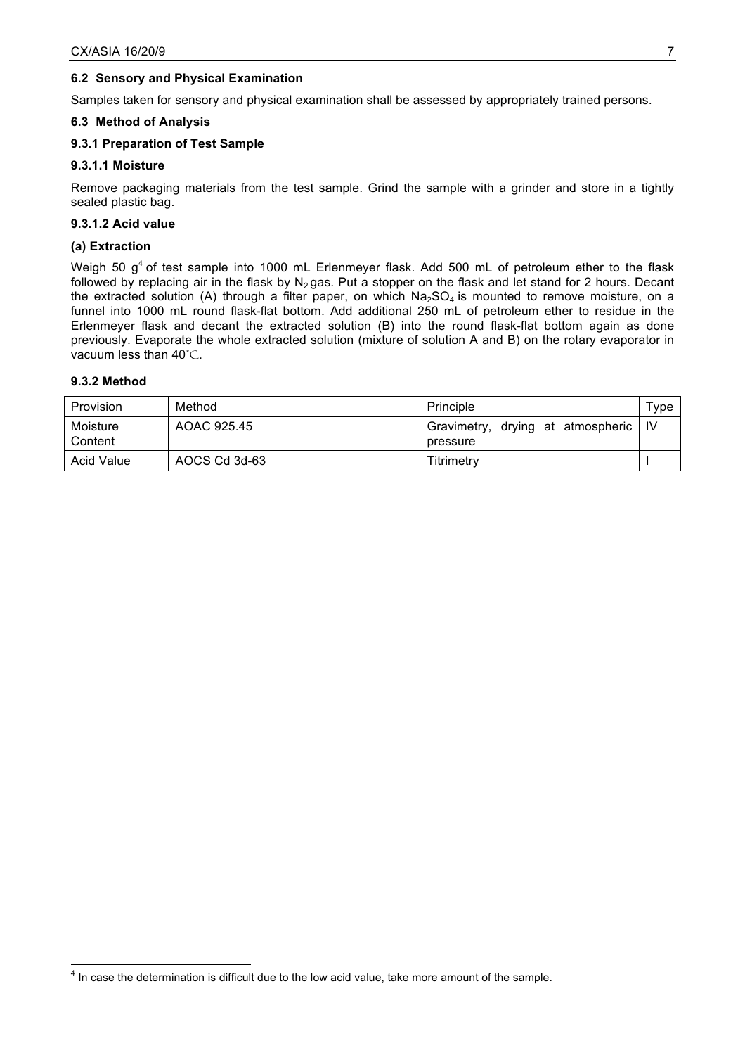#### 6.2 Sensory and Physical Examination

Samples taken for sensory and physical examination shall be assessed by appropriately trained persons.

#### 6.3 Method of Analysis

#### 9.3.1 Preparation of Test Sample

#### 9.3.1.1 Moisture

Remove packaging materials from the test sample. Grind the sample with a grinder and store in a tightly sealed plastic bag.

#### 9.3.1.2 Acid value

**(a) Extraction**

Weigh 50 g[4] of test sample into 1000 mL Erlenmeyer flask. Add 500 mL of petroleum ether to the flask followed by replacing air in the flask by $N_2$ gas. Put a stopper on the flask and let stand for 2 hours. Decant the extracted solution (A) through a filter paper, on which $Na_2SO_4$ is mounted to remove moisture, on a funnel into 1000 mL round flask-flat bottom. Add additional 250 mL of petroleum ether to residue in the Erlenmeyer flask and decant the extracted solution (B) into the round flask-flat bottom again as done previously. Evaporate the whole extracted solution (mixture of solution A and B) on the rotary evaporator in vacuum less than 40˚C.

#### 9.3.2 Method

| Provision | Method | Principle | Type |
|---|---|---|---|
| Moisture Content | AOAC 925.45 | Gravimetry, drying at atmospheric pressure | IV |
| Acid Value | AOCS Cd 3d-63 | Titrimetry | I |

[4] In case the determination is difficult due to the low acid value, take more amount of the sample.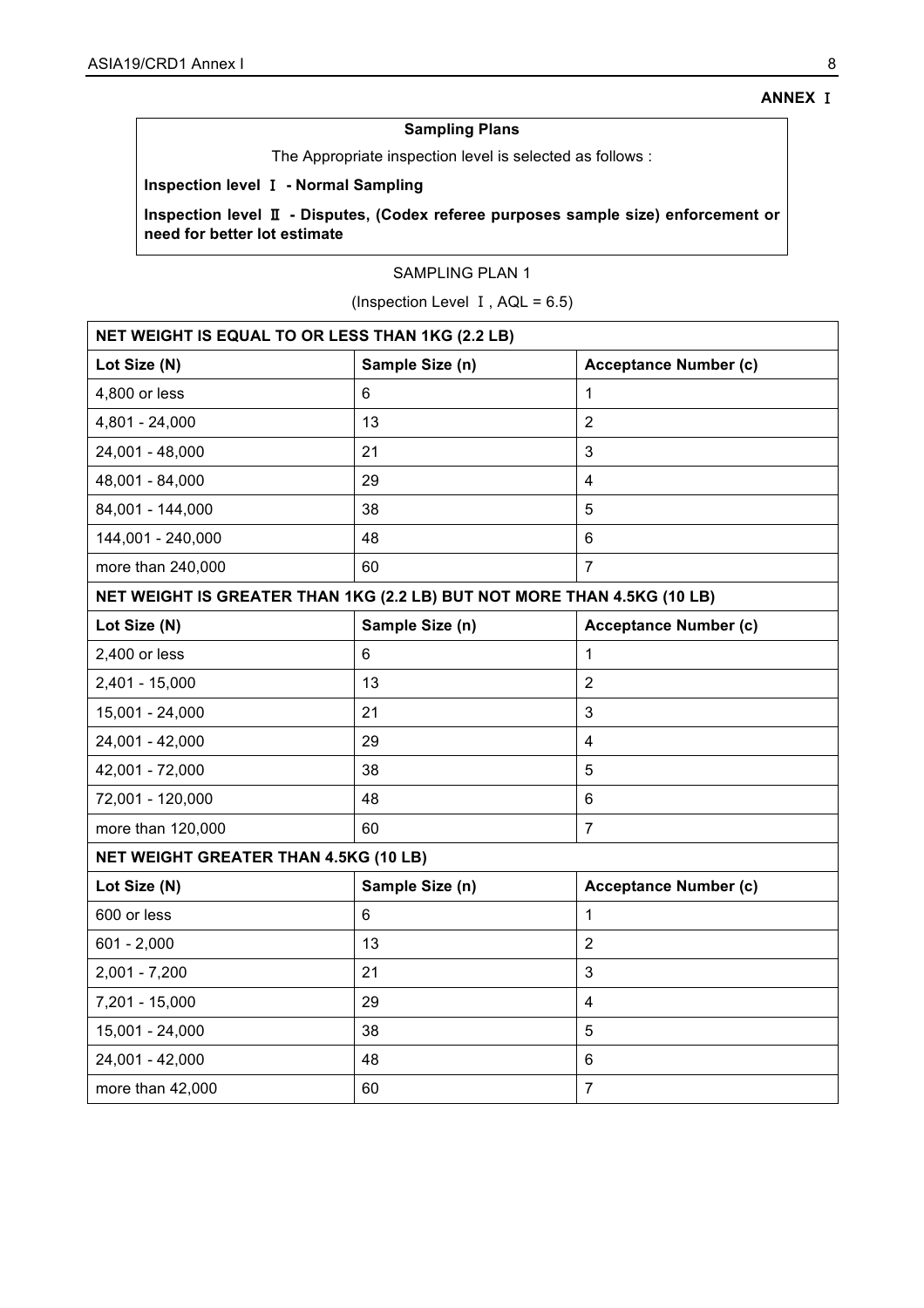**ANNEX Ⅰ**

**Sampling Plans**

The Appropriate inspection level is selected as follows :

**Inspection level Ⅰ - Normal Sampling**

**Inspection level Ⅱ - Disputes, (Codex referee purposes sample size) enforcement or need for better lot estimate**

SAMPLING PLAN 1

(Inspection Level Ⅰ, AQL = 6.5)

| **NET WEIGHT IS EQUAL TO OR LESS THAN 1KG (2.2 LB)** | | |
|---|---|---|
| **Lot Size (N)** | **Sample Size (n)** | **Acceptance Number (c)** |
| 4,800 or less | 6 | 1 |
| 4,801 - 24,000 | 13 | 2 |
| 24,001 - 48,000 | 21 | 3 |
| 48,001 - 84,000 | 29 | 4 |
| 84,001 - 144,000 | 38 | 5 |
| 144,001 - 240,000 | 48 | 6 |
| more than 240,000 | 60 | 7 |
| **NET WEIGHT IS GREATER THAN 1KG (2.2 LB) BUT NOT MORE THAN 4.5KG (10 LB)** | | |
| **Lot Size (N)** | **Sample Size (n)** | **Acceptance Number (c)** |
| 2,400 or less | 6 | 1 |
| 2,401 - 15,000 | 13 | 2 |
| 15,001 - 24,000 | 21 | 3 |
| 24,001 - 42,000 | 29 | 4 |
| 42,001 - 72,000 | 38 | 5 |
| 72,001 - 120,000 | 48 | 6 |
| more than 120,000 | 60 | 7 |
| **NET WEIGHT GREATER THAN 4.5KG (10 LB)** | | |
| **Lot Size (N)** | **Sample Size (n)** | **Acceptance Number (c)** |
| 600 or less | 6 | 1 |
| 601 - 2,000 | 13 | 2 |
| 2,001 - 7,200 | 21 | 3 |
| 7,201 - 15,000 | 29 | 4 |
| 15,001 - 24,000 | 38 | 5 |
| 24,001 - 42,000 | 48 | 6 |
| more than 42,000 | 60 | 7 |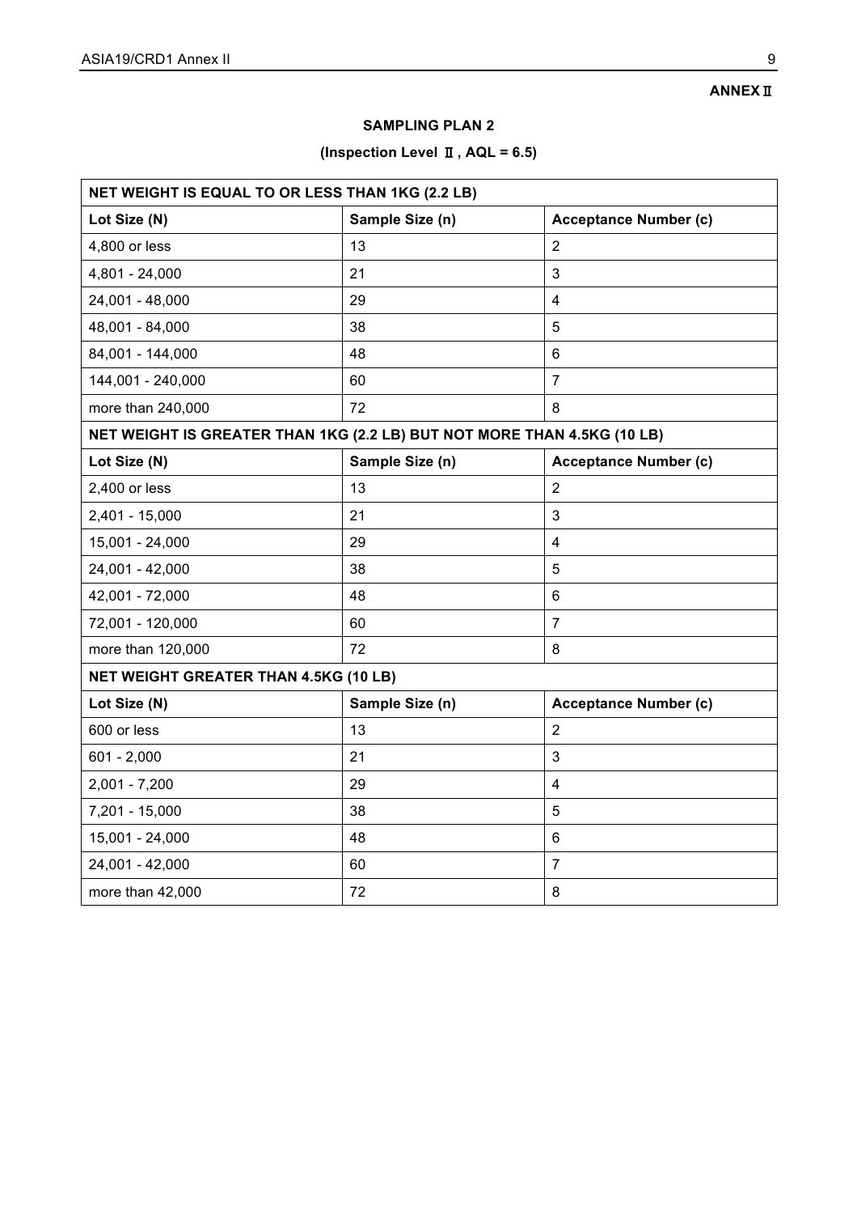**ANNEX Ⅱ**

## SAMPLING PLAN 2

### (Inspection Level Ⅱ, AQL = 6.5)

| NET WEIGHT IS EQUAL TO OR LESS THAN 1KG (2.2 LB) | | |
|---|---|---|
| **Lot Size (N)** | **Sample Size (n)** | **Acceptance Number (c)** |
| 4,800 or less | 13 | 2 |
| 4,801 - 24,000 | 21 | 3 |
| 24,001 - 48,000 | 29 | 4 |
| 48,001 - 84,000 | 38 | 5 |
| 84,001 - 144,000 | 48 | 6 |
| 144,001 - 240,000 | 60 | 7 |
| more than 240,000 | 72 | 8 |
| **NET WEIGHT IS GREATER THAN 1KG (2.2 LB) BUT NOT MORE THAN 4.5KG (10 LB)** | | |
| **Lot Size (N)** | **Sample Size (n)** | **Acceptance Number (c)** |
| 2,400 or less | 13 | 2 |
| 2,401 - 15,000 | 21 | 3 |
| 15,001 - 24,000 | 29 | 4 |
| 24,001 - 42,000 | 38 | 5 |
| 42,001 - 72,000 | 48 | 6 |
| 72,001 - 120,000 | 60 | 7 |
| more than 120,000 | 72 | 8 |
| **NET WEIGHT GREATER THAN 4.5KG (10 LB)** | | |
| **Lot Size (N)** | **Sample Size (n)** | **Acceptance Number (c)** |
| 600 or less | 13 | 2 |
| 601 - 2,000 | 21 | 3 |
| 2,001 - 7,200 | 29 | 4 |
| 7,201 - 15,000 | 38 | 5 |
| 15,001 - 24,000 | 48 | 6 |
| 24,001 - 42,000 | 60 | 7 |
| more than 42,000 | 72 | 8 |